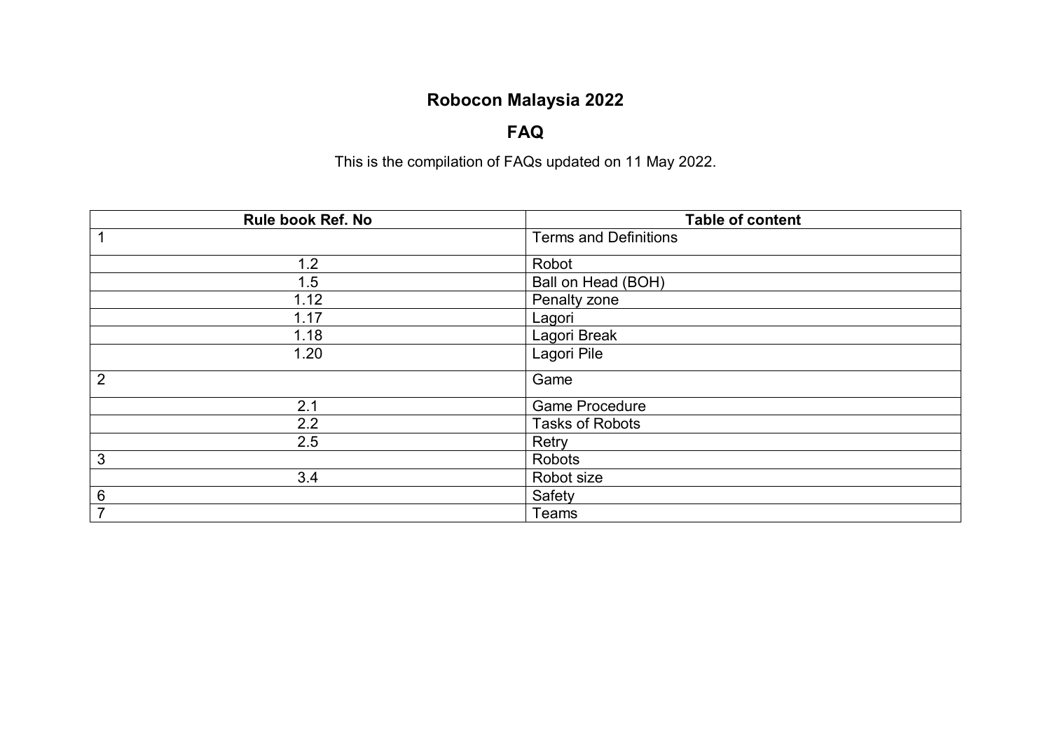# Robocon Malaysia 2022

## FAQ

This is the compilation of FAQs updated on 11 May 2022.

| Rule book Ref. No | Table of content |
|---|---|
| 1 | Terms and Definitions |
| 1.2 | Robot |
| 1.5 | Ball on Head (BOH) |
| 1.12 | Penalty zone |
| 1.17 | Lagori |
| 1.18 | Lagori Break |
| 1.20 | Lagori Pile |
| 2 | Game |
| 2.1 | Game Procedure |
| 2.2 | Tasks of Robots |
| 2.5 | Retry |
| 3 | Robots |
| 3.4 | Robot size |
| 6 | Safety |
| 7 | Teams |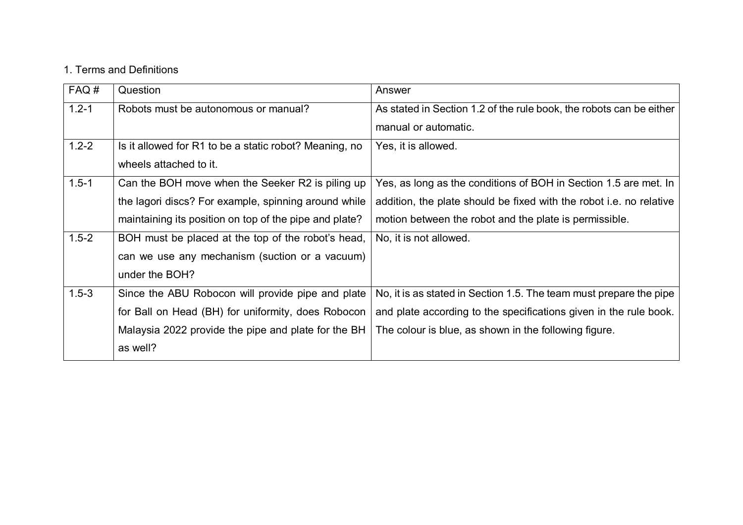## 1. Terms and Definitions

| FAQ # | Question | Answer |
|---|---|---|
| 1.2-1 | Robots must be autonomous or manual? | As stated in Section 1.2 of the rule book, the robots can be either manual or automatic. |
| 1.2-2 | Is it allowed for R1 to be a static robot? Meaning, no wheels attached to it. | Yes, it is allowed. |
| 1.5-1 | Can the BOH move when the Seeker R2 is piling up the lagori discs? For example, spinning around while maintaining its position on top of the pipe and plate? | Yes, as long as the conditions of BOH in Section 1.5 are met. In addition, the plate should be fixed with the robot i.e. no relative motion between the robot and the plate is permissible. |
| 1.5-2 | BOH must be placed at the top of the robot's head, can we use any mechanism (suction or a vacuum) under the BOH? | No, it is not allowed. |
| 1.5-3 | Since the ABU Robocon will provide pipe and plate for Ball on Head (BH) for uniformity, does Robocon Malaysia 2022 provide the pipe and plate for the BH as well? | No, it is as stated in Section 1.5. The team must prepare the pipe and plate according to the specifications given in the rule book. The colour is blue, as shown in the following figure. |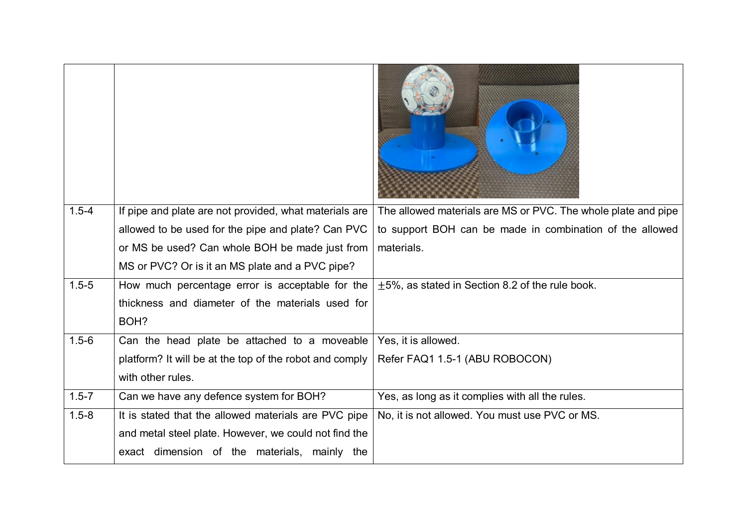|  |  |  |
|---|---|---|
| 1.5-4 | If pipe and plate are not provided, what materials are allowed to be used for the pipe and plate? Can PVC or MS be used? Can whole BOH be made just from MS or PVC? Or is it an MS plate and a PVC pipe? | The allowed materials are MS or PVC. The whole plate and pipe to support BOH can be made in combination of the allowed materials. |
| 1.5-5 | How much percentage error is acceptable for the thickness and diameter of the materials used for BOH? | $\pm$5%, as stated in Section 8.2 of the rule book. |
| 1.5-6 | Can the head plate be attached to a moveable platform? It will be at the top of the robot and comply with other rules. | Yes, it is allowed.<br>Refer FAQ1 1.5-1 (ABU ROBOCON) |
| 1.5-7 | Can we have any defence system for BOH? | Yes, as long as it complies with all the rules. |
| 1.5-8 | It is stated that the allowed materials are PVC pipe and metal steel plate. However, we could not find the exact dimension of the materials, mainly the | No, it is not allowed. You must use PVC or MS. |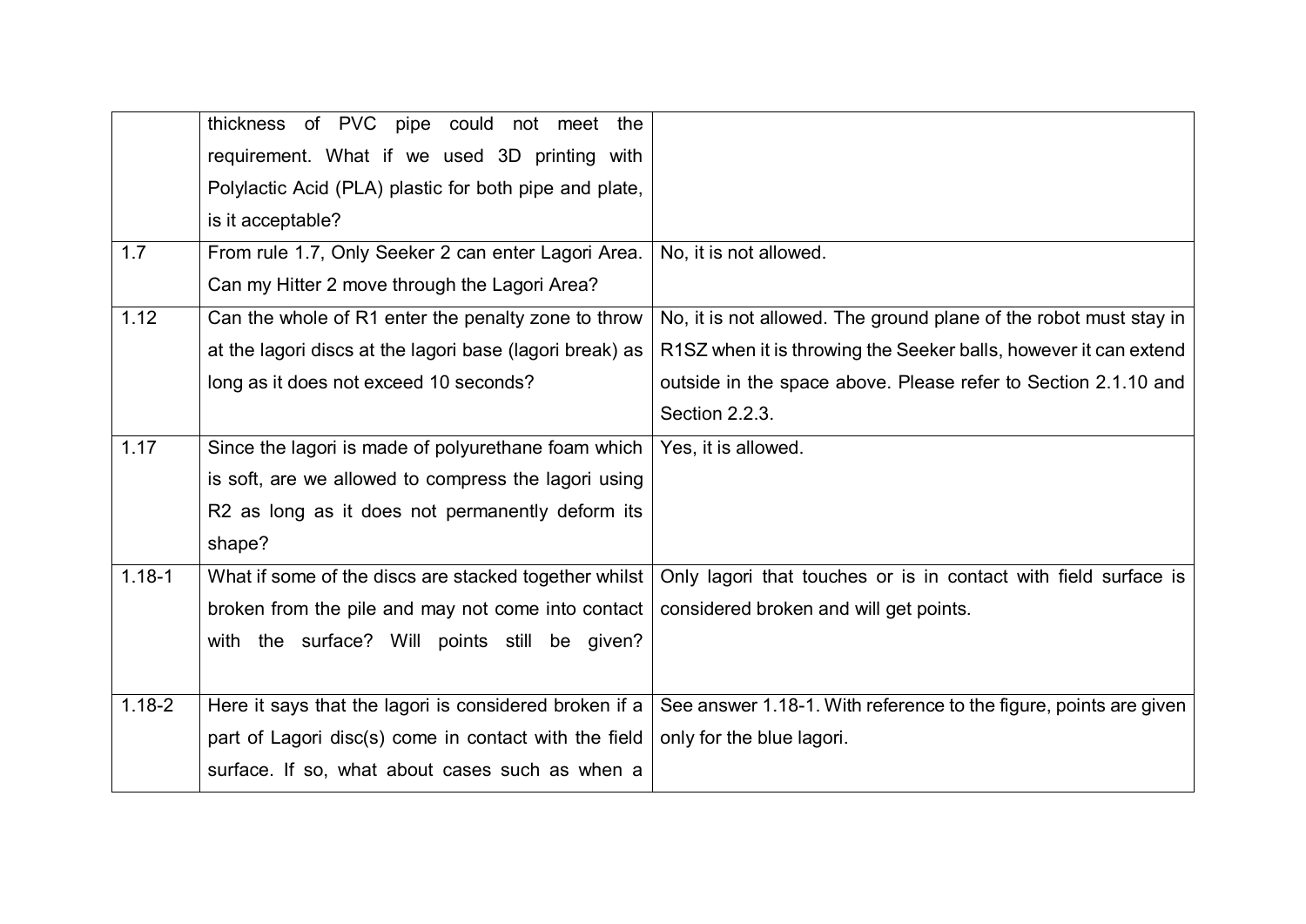| | | |
|---|---|---|
| | thickness of PVC pipe could not meet the requirement. What if we used 3D printing with Polylactic Acid (PLA) plastic for both pipe and plate, is it acceptable? | |
| 1.7 | From rule 1.7, Only Seeker 2 can enter Lagori Area. Can my Hitter 2 move through the Lagori Area? | No, it is not allowed. |
| 1.12 | Can the whole of R1 enter the penalty zone to throw at the lagori discs at the lagori base (lagori break) as long as it does not exceed 10 seconds? | No, it is not allowed. The ground plane of the robot must stay in R1SZ when it is throwing the Seeker balls, however it can extend outside in the space above. Please refer to Section 2.1.10 and Section 2.2.3. |
| 1.17 | Since the lagori is made of polyurethane foam which is soft, are we allowed to compress the lagori using R2 as long as it does not permanently deform its shape? | Yes, it is allowed. |
| 1.18-1 | What if some of the discs are stacked together whilst broken from the pile and may not come into contact with the surface? Will points still be given? | Only lagori that touches or is in contact with field surface is considered broken and will get points. |
| 1.18-2 | Here it says that the lagori is considered broken if a part of Lagori disc(s) come in contact with the field surface. If so, what about cases such as when a | See answer 1.18-1. With reference to the figure, points are given only for the blue lagori. |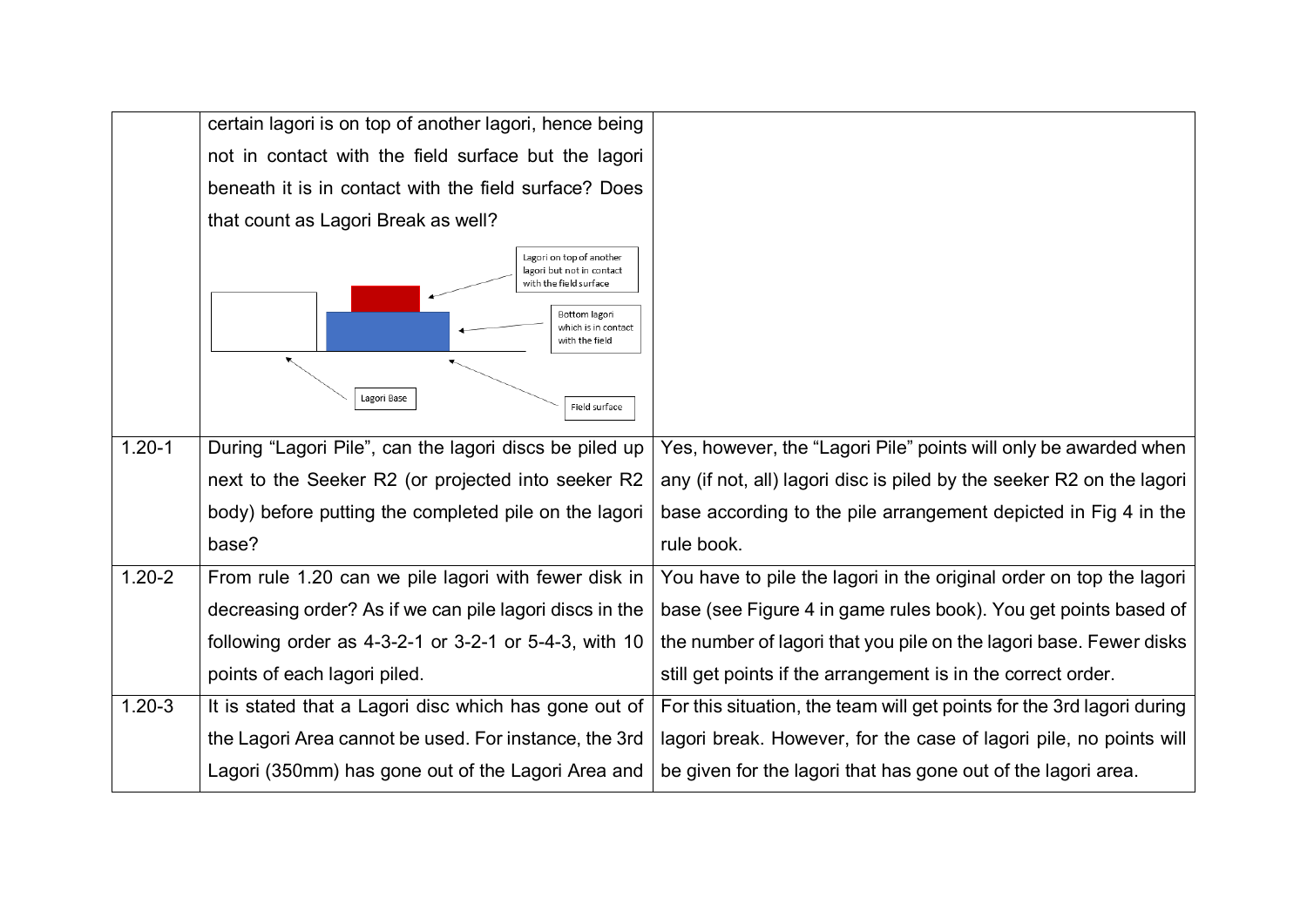| | | |
|---|---|---|
| | certain lagori is on top of another lagori, hence being not in contact with the field surface but the lagori beneath it is in contact with the field surface? Does that count as Lagori Break as well? Lagori on top of another lagori but not in contact with the field surface; Bottom lagori which is in contact with the field; Lagori Base; Field surface | |
| 1.20-1 | During "Lagori Pile", can the lagori discs be piled up next to the Seeker R2 (or projected into seeker R2 body) before putting the completed pile on the lagori base? | Yes, however, the "Lagori Pile" points will only be awarded when any (if not, all) lagori disc is piled by the seeker R2 on the lagori base according to the pile arrangement depicted in Fig 4 in the rule book. |
| 1.20-2 | From rule 1.20 can we pile lagori with fewer disk in decreasing order? As if we can pile lagori discs in the following order as 4-3-2-1 or 3-2-1 or 5-4-3, with 10 points of each lagori piled. | You have to pile the lagori in the original order on top the lagori base (see Figure 4 in game rules book). You get points based of the number of lagori that you pile on the lagori base. Fewer disks still get points if the arrangement is in the correct order. |
| 1.20-3 | It is stated that a Lagori disc which has gone out of the Lagori Area cannot be used. For instance, the 3rd Lagori (350mm) has gone out of the Lagori Area and | For this situation, the team will get points for the 3rd lagori during lagori break. However, for the case of lagori pile, no points will be given for the lagori that has gone out of the lagori area. |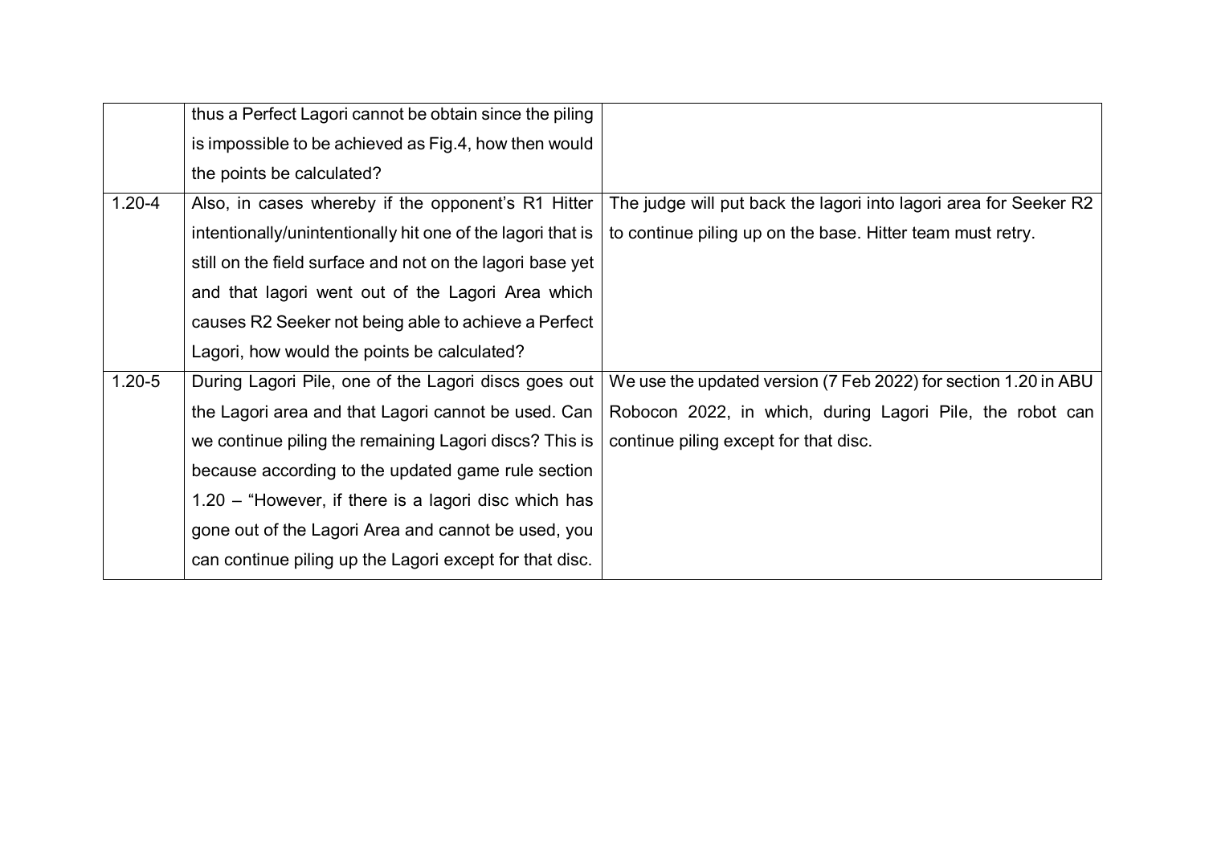| | | |
|---|---|---|
| | thus a Perfect Lagori cannot be obtain since the piling is impossible to be achieved as Fig.4, how then would the points be calculated? | |
| 1.20-4 | Also, in cases whereby if the opponent's R1 Hitter intentionally/unintentionally hit one of the lagori that is still on the field surface and not on the lagori base yet and that lagori went out of the Lagori Area which causes R2 Seeker not being able to achieve a Perfect Lagori, how would the points be calculated? | The judge will put back the lagori into lagori area for Seeker R2 to continue piling up on the base. Hitter team must retry. |
| 1.20-5 | During Lagori Pile, one of the Lagori discs goes out the Lagori area and that Lagori cannot be used. Can we continue piling the remaining Lagori discs? This is because according to the updated game rule section 1.20 – "However, if there is a lagori disc which has gone out of the Lagori Area and cannot be used, you can continue piling up the Lagori except for that disc. | We use the updated version (7 Feb 2022) for section 1.20 in ABU Robocon 2022, in which, during Lagori Pile, the robot can continue piling except for that disc. |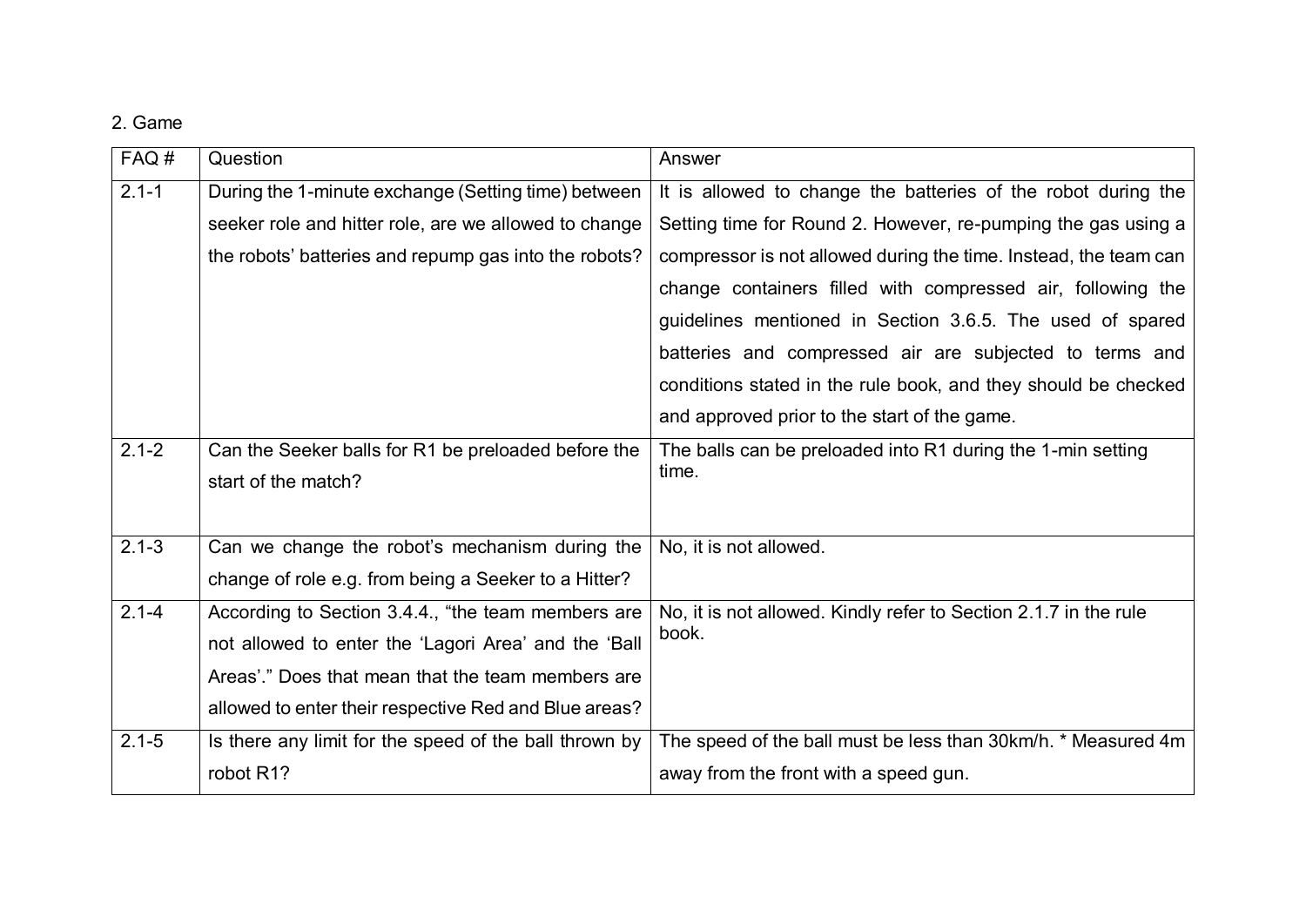2. Game

| FAQ # | Question | Answer |
|---|---|---|
| 2.1-1 | During the 1-minute exchange (Setting time) between seeker role and hitter role, are we allowed to change the robots' batteries and repump gas into the robots? | It is allowed to change the batteries of the robot during the Setting time for Round 2. However, re-pumping the gas using a compressor is not allowed during the time. Instead, the team can change containers filled with compressed air, following the guidelines mentioned in Section 3.6.5. The used of spared batteries and compressed air are subjected to terms and conditions stated in the rule book, and they should be checked and approved prior to the start of the game. |
| 2.1-2 | Can the Seeker balls for R1 be preloaded before the start of the match? | The balls can be preloaded into R1 during the 1-min setting time. |
| 2.1-3 | Can we change the robot's mechanism during the change of role e.g. from being a Seeker to a Hitter? | No, it is not allowed. |
| 2.1-4 | According to Section 3.4.4., "the team members are not allowed to enter the 'Lagori Area' and the 'Ball Areas'." Does that mean that the team members are allowed to enter their respective Red and Blue areas? | No, it is not allowed. Kindly refer to Section 2.1.7 in the rule book. |
| 2.1-5 | Is there any limit for the speed of the ball thrown by robot R1? | The speed of the ball must be less than 30km/h. * Measured 4m away from the front with a speed gun. |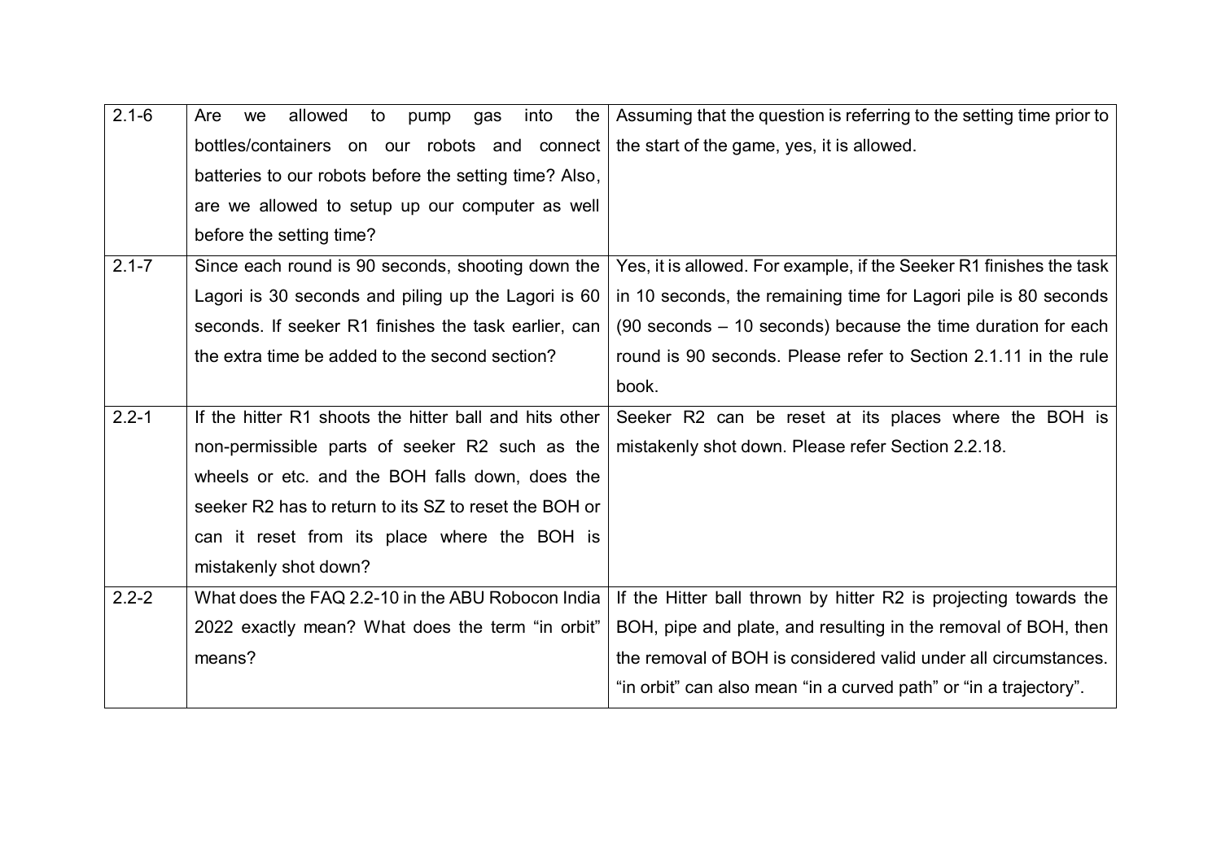| | | |
|---|---|---|
| 2.1-6 | Are we allowed to pump gas into the bottles/containers on our robots and connect batteries to our robots before the setting time? Also, are we allowed to setup up our computer as well before the setting time? | Assuming that the question is referring to the setting time prior to the start of the game, yes, it is allowed. |
| 2.1-7 | Since each round is 90 seconds, shooting down the Lagori is 30 seconds and piling up the Lagori is 60 seconds. If seeker R1 finishes the task earlier, can the extra time be added to the second section? | Yes, it is allowed. For example, if the Seeker R1 finishes the task in 10 seconds, the remaining time for Lagori pile is 80 seconds (90 seconds – 10 seconds) because the time duration for each round is 90 seconds. Please refer to Section 2.1.11 in the rule book. |
| 2.2-1 | If the hitter R1 shoots the hitter ball and hits other non-permissible parts of seeker R2 such as the wheels or etc. and the BOH falls down, does the seeker R2 has to return to its SZ to reset the BOH or can it reset from its place where the BOH is mistakenly shot down? | Seeker R2 can be reset at its places where the BOH is mistakenly shot down. Please refer Section 2.2.18. |
| 2.2-2 | What does the FAQ 2.2-10 in the ABU Robocon India 2022 exactly mean? What does the term "in orbit" means? | If the Hitter ball thrown by hitter R2 is projecting towards the BOH, pipe and plate, and resulting in the removal of BOH, then the removal of BOH is considered valid under all circumstances. "in orbit" can also mean "in a curved path" or "in a trajectory". |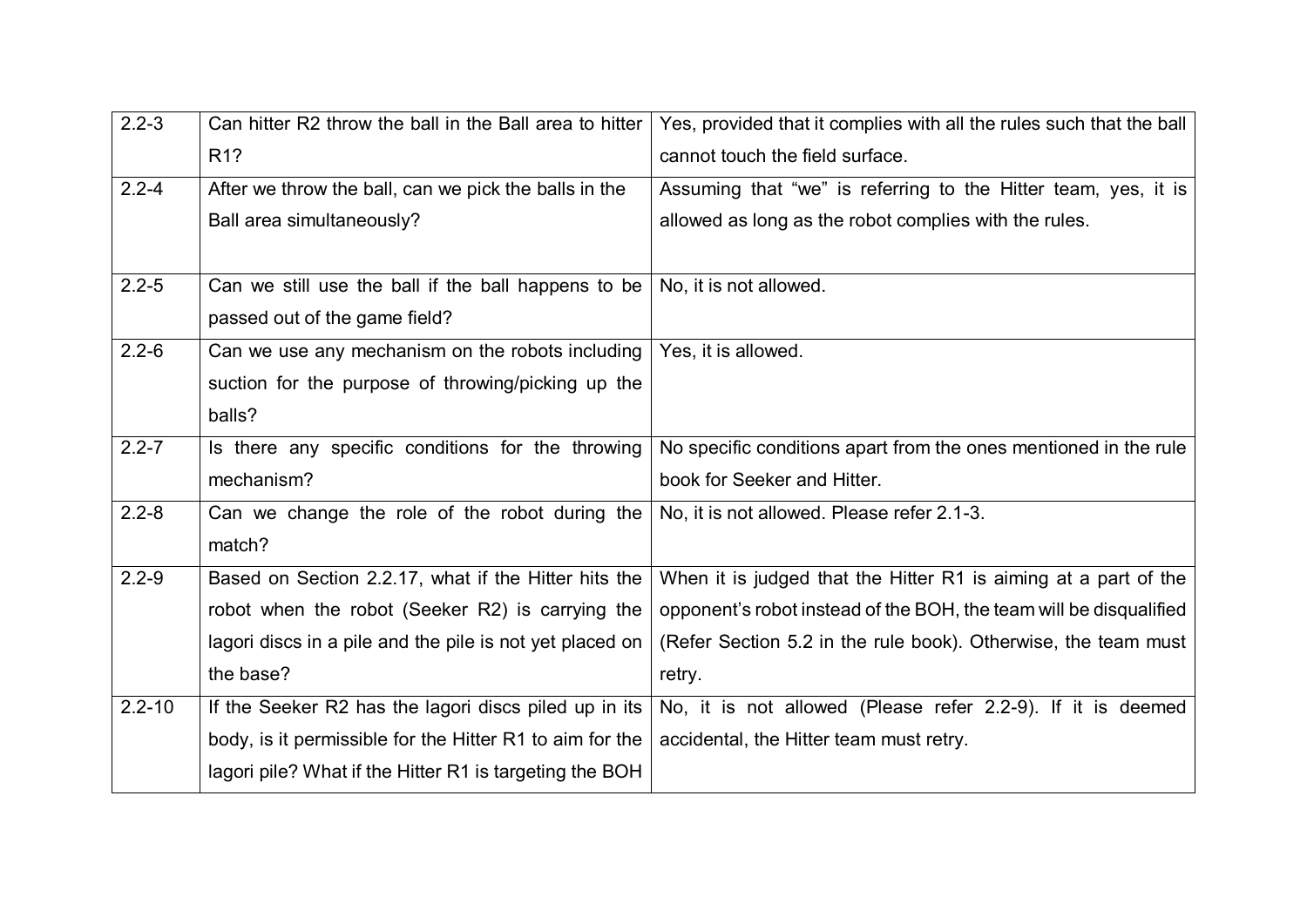| | | |
|---|---|---|
| 2.2-3 | Can hitter R2 throw the ball in the Ball area to hitter R1? | Yes, provided that it complies with all the rules such that the ball cannot touch the field surface. |
| 2.2-4 | After we throw the ball, can we pick the balls in the Ball area simultaneously? | Assuming that "we" is referring to the Hitter team, yes, it is allowed as long as the robot complies with the rules. |
| 2.2-5 | Can we still use the ball if the ball happens to be passed out of the game field? | No, it is not allowed. |
| 2.2-6 | Can we use any mechanism on the robots including suction for the purpose of throwing/picking up the balls? | Yes, it is allowed. |
| 2.2-7 | Is there any specific conditions for the throwing mechanism? | No specific conditions apart from the ones mentioned in the rule book for Seeker and Hitter. |
| 2.2-8 | Can we change the role of the robot during the match? | No, it is not allowed. Please refer 2.1-3. |
| 2.2-9 | Based on Section 2.2.17, what if the Hitter hits the robot when the robot (Seeker R2) is carrying the lagori discs in a pile and the pile is not yet placed on the base? | When it is judged that the Hitter R1 is aiming at a part of the opponent's robot instead of the BOH, the team will be disqualified (Refer Section 5.2 in the rule book). Otherwise, the team must retry. |
| 2.2-10 | If the Seeker R2 has the lagori discs piled up in its body, is it permissible for the Hitter R1 to aim for the lagori pile? What if the Hitter R1 is targeting the BOH | No, it is not allowed (Please refer 2.2-9). If it is deemed accidental, the Hitter team must retry. |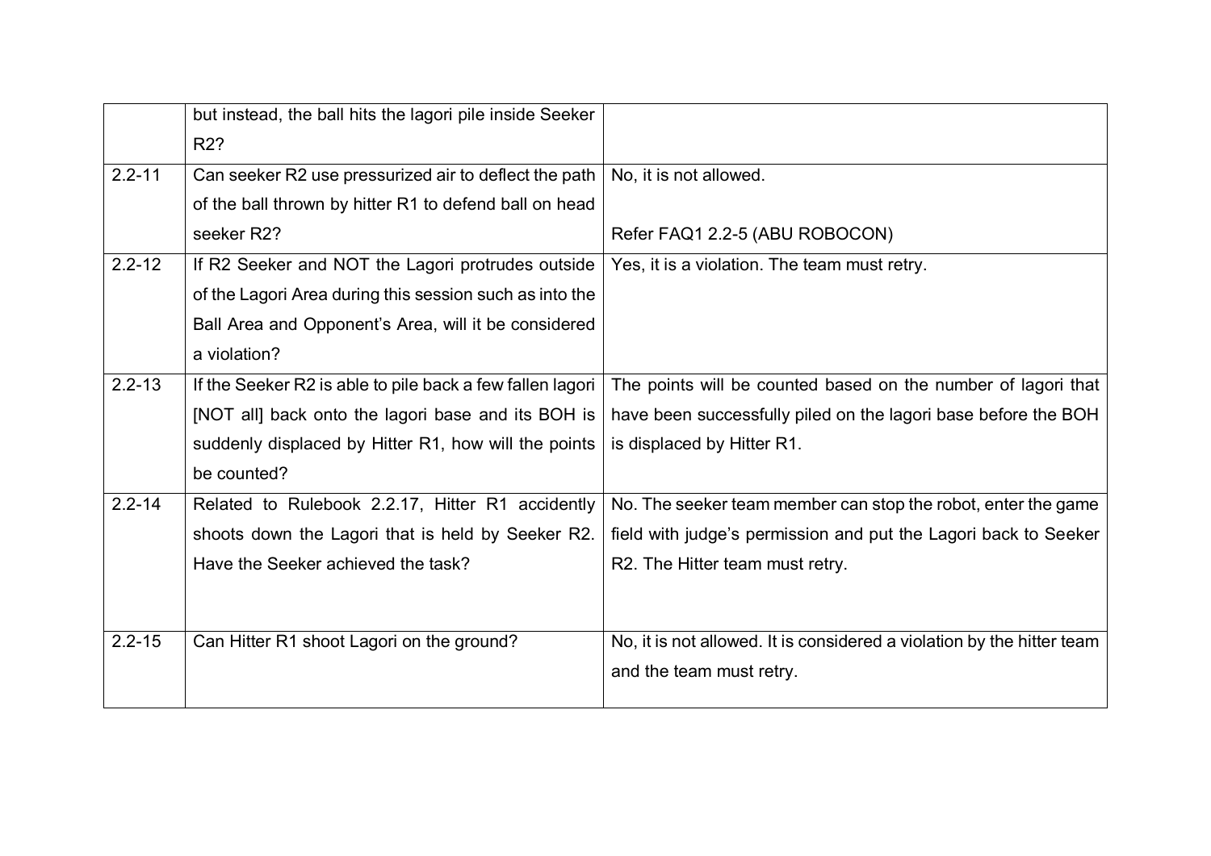| | | |
|---|---|---|
| | but instead, the ball hits the lagori pile inside Seeker R2? | |
| 2.2-11 | Can seeker R2 use pressurized air to deflect the path of the ball thrown by hitter R1 to defend ball on head seeker R2? | No, it is not allowed.<br><br>Refer FAQ1 2.2-5 (ABU ROBOCON) |
| 2.2-12 | If R2 Seeker and NOT the Lagori protrudes outside of the Lagori Area during this session such as into the Ball Area and Opponent's Area, will it be considered a violation? | Yes, it is a violation. The team must retry. |
| 2.2-13 | If the Seeker R2 is able to pile back a few fallen lagori [NOT all] back onto the lagori base and its BOH is suddenly displaced by Hitter R1, how will the points be counted? | The points will be counted based on the number of lagori that have been successfully piled on the lagori base before the BOH is displaced by Hitter R1. |
| 2.2-14 | Related to Rulebook 2.2.17, Hitter R1 accidently shoots down the Lagori that is held by Seeker R2. Have the Seeker achieved the task? | No. The seeker team member can stop the robot, enter the game field with judge's permission and put the Lagori back to Seeker R2. The Hitter team must retry. |
| 2.2-15 | Can Hitter R1 shoot Lagori on the ground? | No, it is not allowed. It is considered a violation by the hitter team and the team must retry. |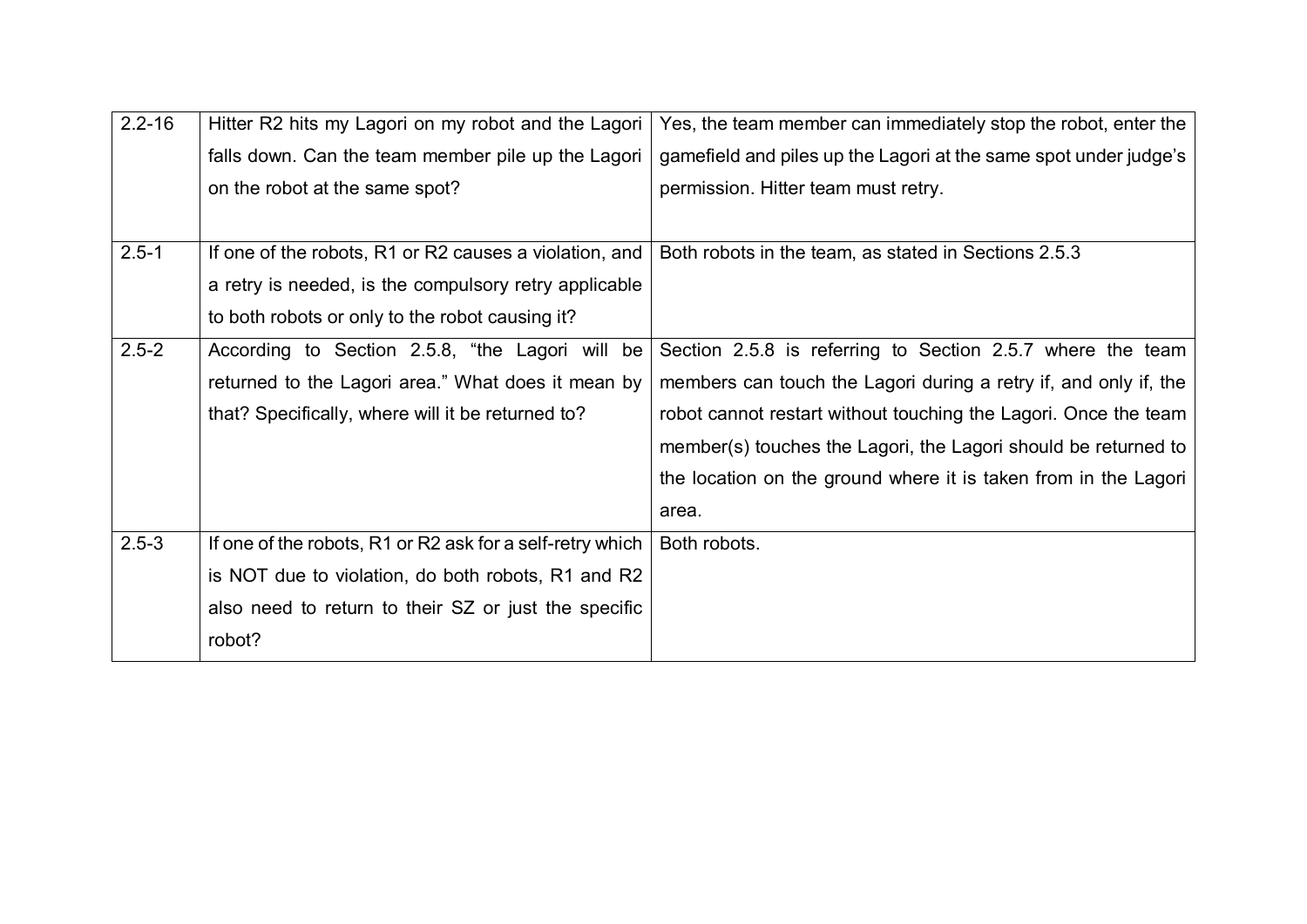| | | |
|---|---|---|
| 2.2-16 | Hitter R2 hits my Lagori on my robot and the Lagori falls down. Can the team member pile up the Lagori on the robot at the same spot? | Yes, the team member can immediately stop the robot, enter the gamefield and piles up the Lagori at the same spot under judge's permission. Hitter team must retry. |
| 2.5-1 | If one of the robots, R1 or R2 causes a violation, and a retry is needed, is the compulsory retry applicable to both robots or only to the robot causing it? | Both robots in the team, as stated in Sections 2.5.3 |
| 2.5-2 | According to Section 2.5.8, "the Lagori will be returned to the Lagori area." What does it mean by that? Specifically, where will it be returned to? | Section 2.5.8 is referring to Section 2.5.7 where the team members can touch the Lagori during a retry if, and only if, the robot cannot restart without touching the Lagori. Once the team member(s) touches the Lagori, the Lagori should be returned to the location on the ground where it is taken from in the Lagori area. |
| 2.5-3 | If one of the robots, R1 or R2 ask for a self-retry which is NOT due to violation, do both robots, R1 and R2 also need to return to their SZ or just the specific robot? | Both robots. |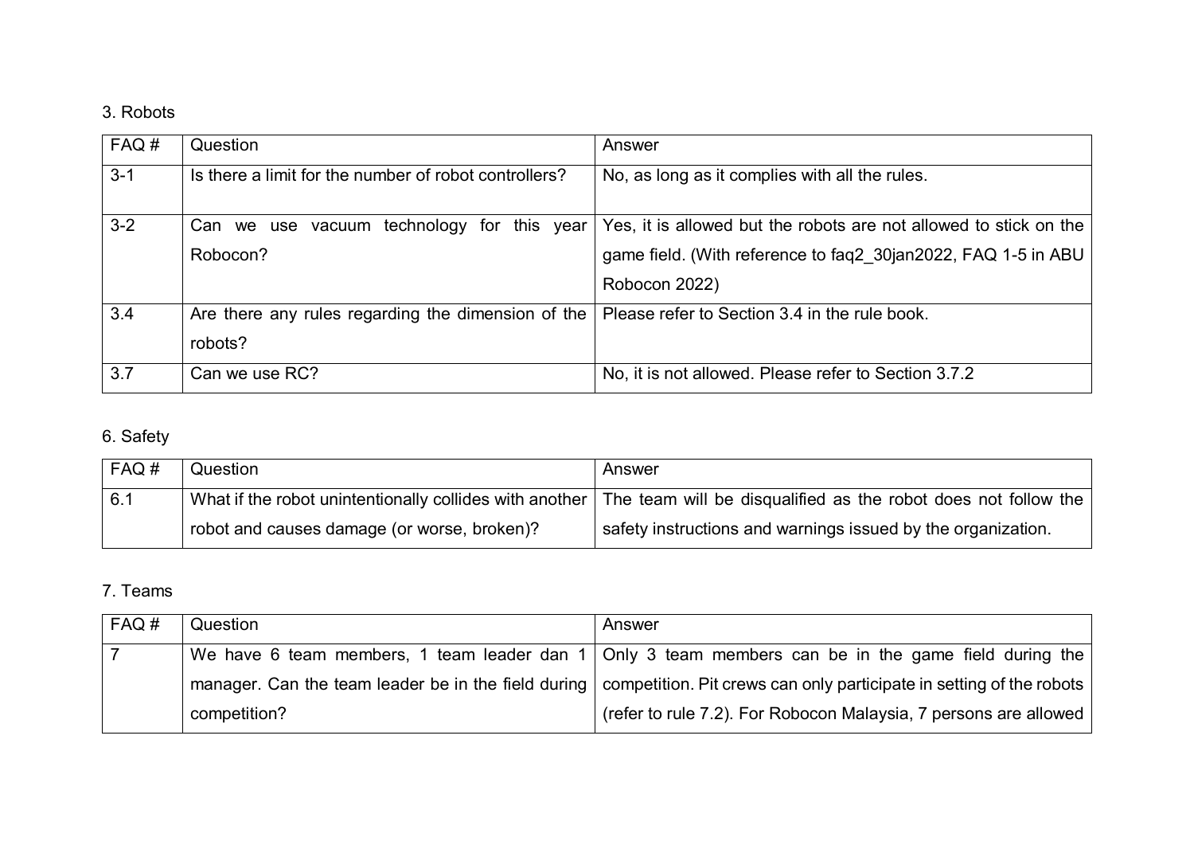3. Robots

| FAQ # | Question | Answer |
| --- | --- | --- |
| 3-1 | Is there a limit for the number of robot controllers? | No, as long as it complies with all the rules. |
| 3-2 | Can we use vacuum technology for this year Robocon? | Yes, it is allowed but the robots are not allowed to stick on the game field. (With reference to faq2_30jan2022, FAQ 1-5 in ABU Robocon 2022) |
| 3.4 | Are there any rules regarding the dimension of the robots? | Please refer to Section 3.4 in the rule book. |
| 3.7 | Can we use RC? | No, it is not allowed. Please refer to Section 3.7.2 |

6. Safety

| FAQ # | Question | Answer |
| --- | --- | --- |
| 6.1 | What if the robot unintentionally collides with another robot and causes damage (or worse, broken)? | The team will be disqualified as the robot does not follow the safety instructions and warnings issued by the organization. |

7. Teams

| FAQ # | Question | Answer |
| --- | --- | --- |
| 7 | We have 6 team members, 1 team leader dan 1 manager. Can the team leader be in the field during competition? | Only 3 team members can be in the game field during the competition. Pit crews can only participate in setting of the robots (refer to rule 7.2). For Robocon Malaysia, 7 persons are allowed |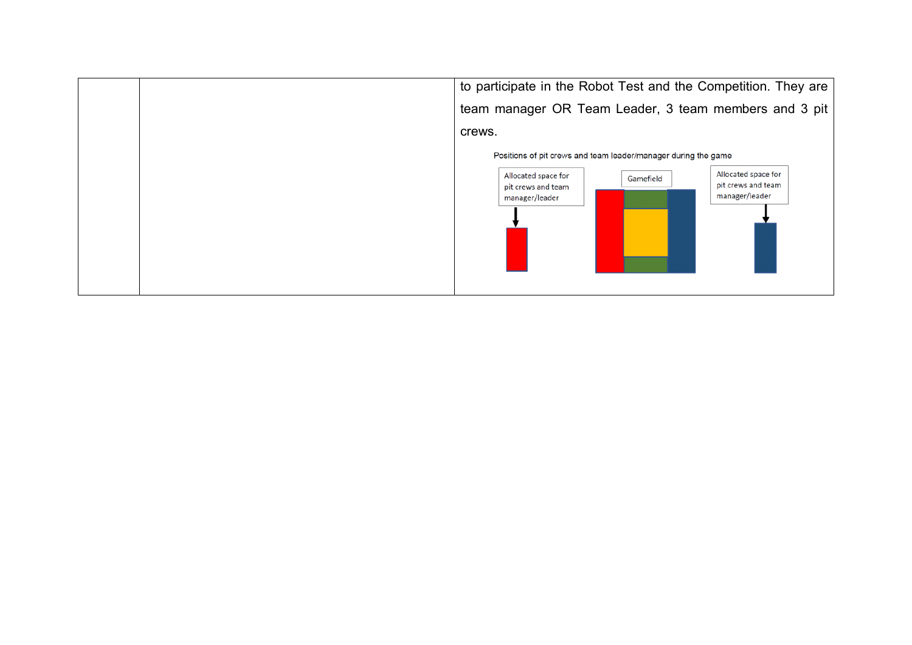| | | |
|---|---|---|
| | | to participate in the Robot Test and the Competition. They are team manager OR Team Leader, 3 team members and 3 pit crews.<br><br>Positions of pit crews and team leader/manager during the game<br><br>Allocated space for pit crews and team manager/leader<br><br>Gamefield<br><br>Allocated space for pit crews and team manager/leader |